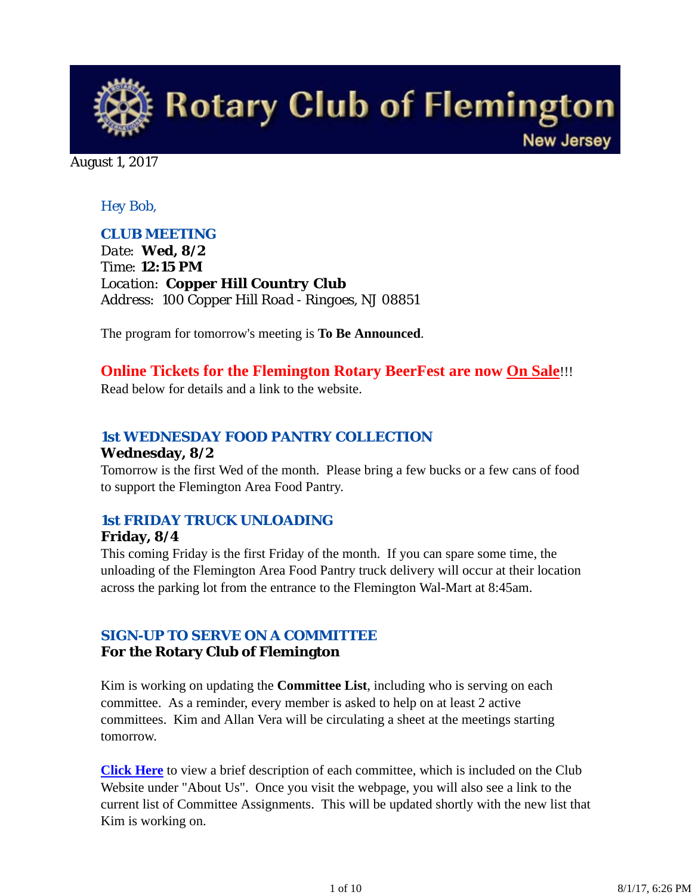# Rotary Club of Flemington

New Jersey

August 1, 2017

Hey Bob,

### CLUB MEETING

Date: **Wed, 8/2**
Time: **12:15 PM**
Location: **Copper Hill Country Club**
Address: 100 Copper Hill Road - Ringoes, NJ 08851

The program for tomorrow's meeting is **To Be Announced**.

**Online Tickets for the Flemington Rotary BeerFest are now On Sale!!!**
Read below for details and a link to the website.

### 1st WEDNESDAY FOOD PANTRY COLLECTION

**Wednesday, 8/2**

Tomorrow is the first Wed of the month. Please bring a few bucks or a few cans of food to support the Flemington Area Food Pantry.

### 1st FRIDAY TRUCK UNLOADING

**Friday, 8/4**

This coming Friday is the first Friday of the month. If you can spare some time, the unloading of the Flemington Area Food Pantry truck delivery will occur at their location across the parking lot from the entrance to the Flemington Wal-Mart at 8:45am.

### SIGN-UP TO SERVE ON A COMMITTEE

**For the Rotary Club of Flemington**

Kim is working on updating the **Committee List**, including who is serving on each committee. As a reminder, every member is asked to help on at least 2 active committees. Kim and Allan Vera will be circulating a sheet at the meetings starting tomorrow.

**Click Here** to view a brief description of each committee, which is included on the Club Website under "About Us". Once you visit the webpage, you will also see a link to the current list of Committee Assignments. This will be updated shortly with the new list that Kim is working on.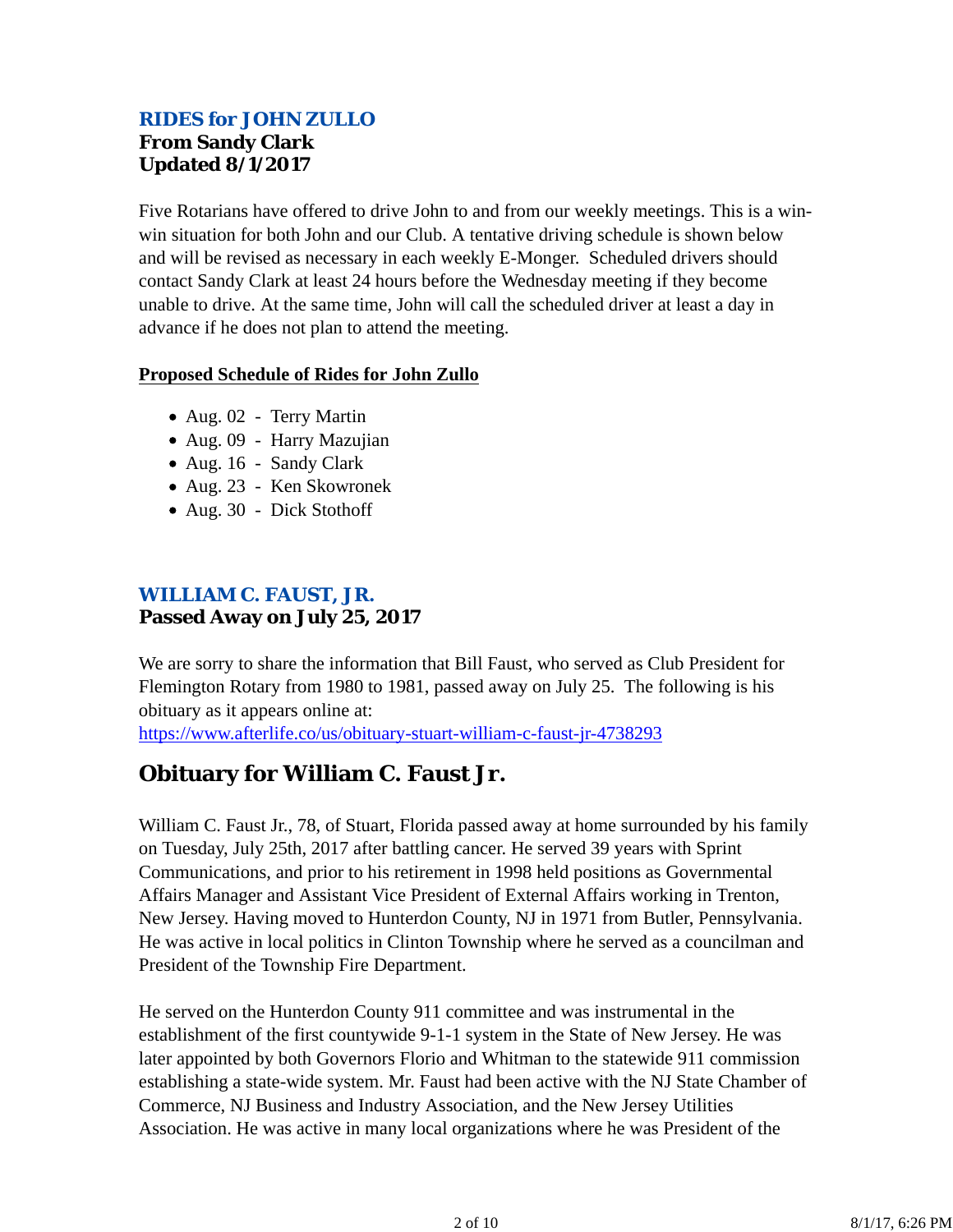### RIDES for JOHN ZULLO

**From Sandy Clark**
**Updated 8/1/2017**

Five Rotarians have offered to drive John to and from our weekly meetings. This is a win-win situation for both John and our Club. A tentative driving schedule is shown below and will be revised as necessary in each weekly E-Monger. Scheduled drivers should contact Sandy Clark at least 24 hours before the Wednesday meeting if they become unable to drive. At the same time, John will call the scheduled driver at least a day in advance if he does not plan to attend the meeting.

**Proposed Schedule of Rides for John Zullo**

- Aug. 02 - Terry Martin
- Aug. 09 - Harry Mazujian
- Aug. 16 - Sandy Clark
- Aug. 23 - Ken Skowronek
- Aug. 30 - Dick Stothoff

### WILLIAM C. FAUST, JR.

**Passed Away on July 25, 2017**

We are sorry to share the information that Bill Faust, who served as Club President for Flemington Rotary from 1980 to 1981, passed away on July 25. The following is his obituary as it appears online at:
https://www.afterlife.co/us/obituary-stuart-william-c-faust-jr-4738293

## Obituary for William C. Faust Jr.

William C. Faust Jr., 78, of Stuart, Florida passed away at home surrounded by his family on Tuesday, July 25th, 2017 after battling cancer. He served 39 years with Sprint Communications, and prior to his retirement in 1998 held positions as Governmental Affairs Manager and Assistant Vice President of External Affairs working in Trenton, New Jersey. Having moved to Hunterdon County, NJ in 1971 from Butler, Pennsylvania. He was active in local politics in Clinton Township where he served as a councilman and President of the Township Fire Department.

He served on the Hunterdon County 911 committee and was instrumental in the establishment of the first countywide 9-1-1 system in the State of New Jersey. He was later appointed by both Governors Florio and Whitman to the statewide 911 commission establishing a state-wide system. Mr. Faust had been active with the NJ State Chamber of Commerce, NJ Business and Industry Association, and the New Jersey Utilities Association. He was active in many local organizations where he was President of the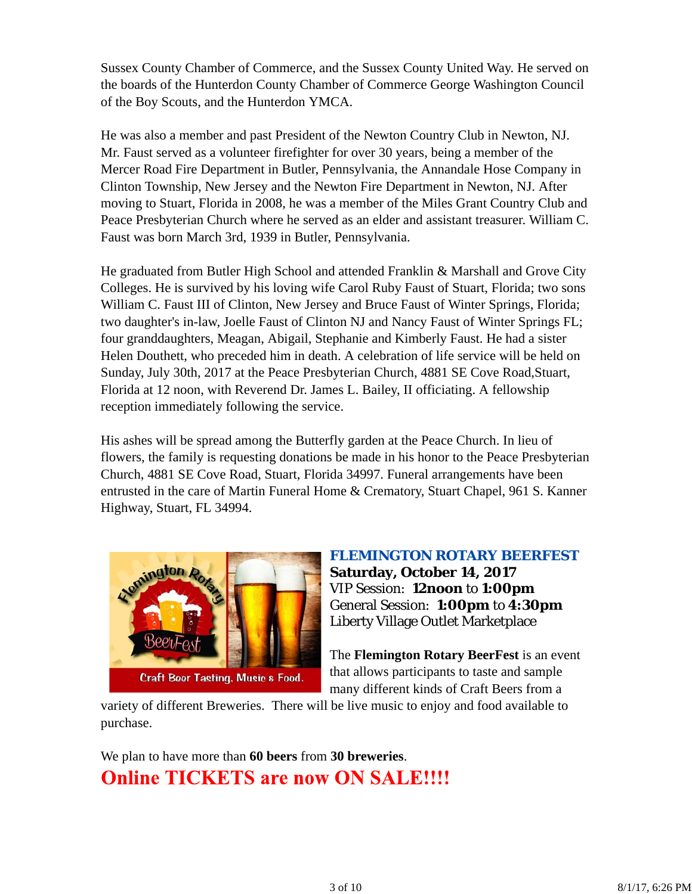Sussex County Chamber of Commerce, and the Sussex County United Way. He served on the boards of the Hunterdon County Chamber of Commerce George Washington Council of the Boy Scouts, and the Hunterdon YMCA.

He was also a member and past President of the Newton Country Club in Newton, NJ. Mr. Faust served as a volunteer firefighter for over 30 years, being a member of the Mercer Road Fire Department in Butler, Pennsylvania, the Annandale Hose Company in Clinton Township, New Jersey and the Newton Fire Department in Newton, NJ. After moving to Stuart, Florida in 2008, he was a member of the Miles Grant Country Club and Peace Presbyterian Church where he served as an elder and assistant treasurer. William C. Faust was born March 3rd, 1939 in Butler, Pennsylvania.

He graduated from Butler High School and attended Franklin & Marshall and Grove City Colleges. He is survived by his loving wife Carol Ruby Faust of Stuart, Florida; two sons William C. Faust III of Clinton, New Jersey and Bruce Faust of Winter Springs, Florida; two daughter's in-law, Joelle Faust of Clinton NJ and Nancy Faust of Winter Springs FL; four granddaughters, Meagan, Abigail, Stephanie and Kimberly Faust. He had a sister Helen Douthett, who preceded him in death. A celebration of life service will be held on Sunday, July 30th, 2017 at the Peace Presbyterian Church, 4881 SE Cove Road,Stuart, Florida at 12 noon, with Reverend Dr. James L. Bailey, II officiating. A fellowship reception immediately following the service.

His ashes will be spread among the Butterfly garden at the Peace Church. In lieu of flowers, the family is requesting donations be made in his honor to the Peace Presbyterian Church, 4881 SE Cove Road, Stuart, Florida 34997. Funeral arrangements have been entrusted in the care of Martin Funeral Home & Crematory, Stuart Chapel, 961 S. Kanner Highway, Stuart, FL 34994.

## FLEMINGTON ROTARY BEERFEST

**Saturday, October 14, 2017**
VIP Session: **12noon** to **1:00pm**
General Session: **1:00pm** to **4:30pm**
Liberty Village Outlet Marketplace

The **Flemington Rotary BeerFest** is an event that allows participants to taste and sample many different kinds of Craft Beers from a variety of different Breweries. There will be live music to enjoy and food available to purchase.

We plan to have more than **60 beers** from **30 breweries**.

**Online TICKETS are now ON SALE!!!!**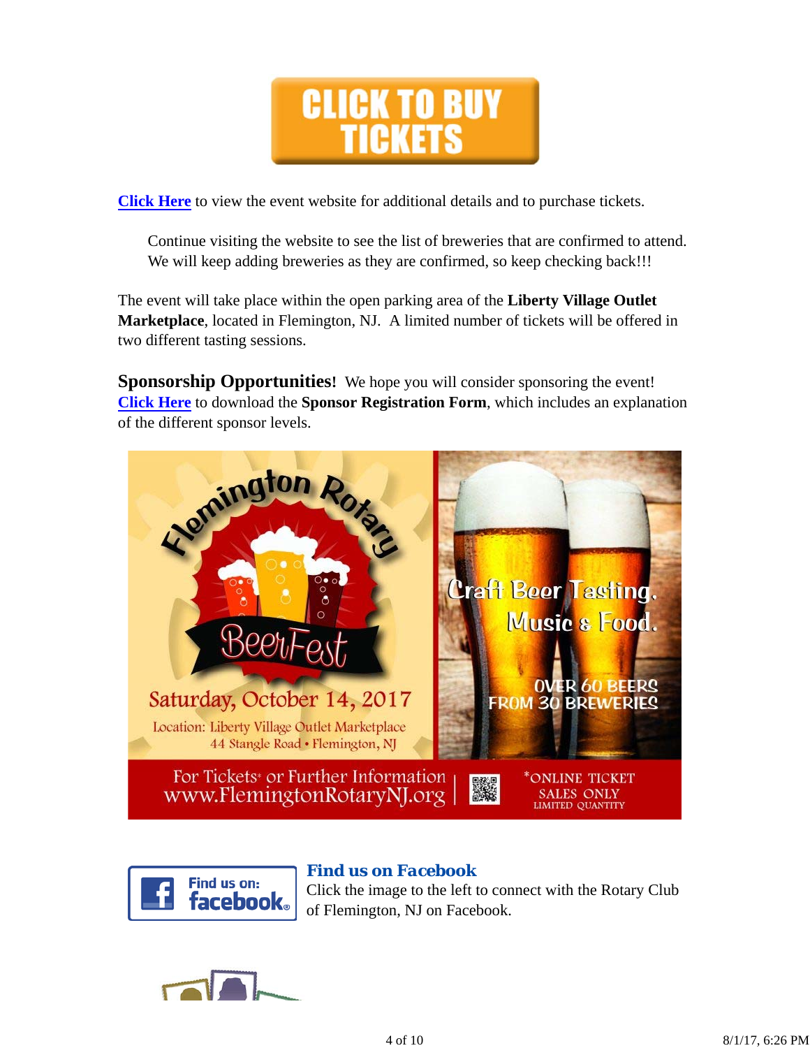**CLICK TO BUY TICKETS**

**Click Here** to view the event website for additional details and to purchase tickets.

> Continue visiting the website to see the list of breweries that are confirmed to attend. We will keep adding breweries as they are confirmed, so keep checking back!!!

The event will take place within the open parking area of the **Liberty Village Outlet Marketplace**, located in Flemington, NJ. A limited number of tickets will be offered in two different tasting sessions.

**Sponsorship Opportunities!** We hope you will consider sponsoring the event! **Click Here** to download the **Sponsor Registration Form**, which includes an explanation of the different sponsor levels.

Flemington Rotary BeerFest

Saturday, October 14, 2017

Location: Liberty Village Outlet Marketplace
44 Stangle Road • Flemington, NJ

Craft Beer Tasting, Music & Food.

OVER 60 BEERS FROM 30 BREWERIES

For Tickets* or Further Information www.FlemingtonRotaryNJ.org

*ONLINE TICKET SALES ONLY LIMITED QUANTITY

Find us on: facebook

### Find us on Facebook

Click the image to the left to connect with the Rotary Club of Flemington, NJ on Facebook.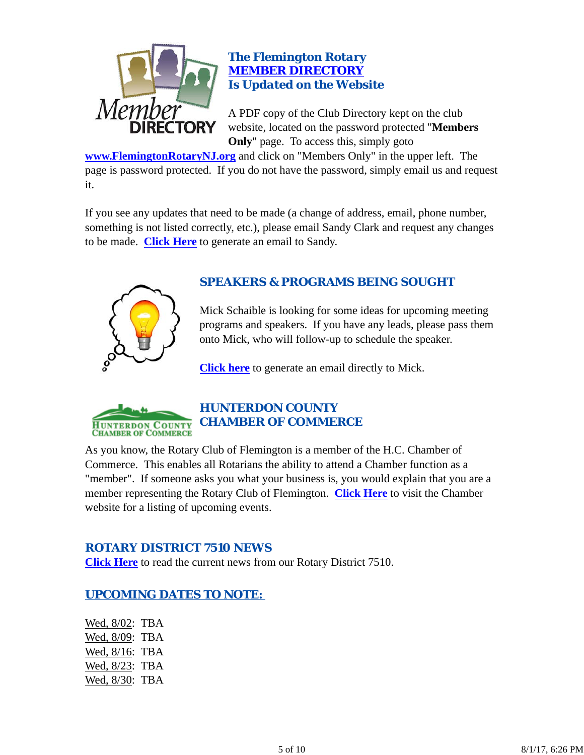## The Flemington Rotary MEMBER DIRECTORY Is Updated on the Website

A PDF copy of the Club Directory kept on the club website, located on the password protected "**Members Only**" page. To access this, simply goto **www.FlemingtonRotaryNJ.org** and click on "Members Only" in the upper left. The page is password protected. If you do not have the password, simply email us and request it.

If you see any updates that need to be made (a change of address, email, phone number, something is not listed correctly, etc.), please email Sandy Clark and request any changes to be made. **Click Here** to generate an email to Sandy.

## SPEAKERS & PROGRAMS BEING SOUGHT

Mick Schaible is looking for some ideas for upcoming meeting programs and speakers. If you have any leads, please pass them onto Mick, who will follow-up to schedule the speaker.

**Click here** to generate an email directly to Mick.

## HUNTERDON COUNTY CHAMBER OF COMMERCE

As you know, the Rotary Club of Flemington is a member of the H.C. Chamber of Commerce. This enables all Rotarians the ability to attend a Chamber function as a "member". If someone asks you what your business is, you would explain that you are a member representing the Rotary Club of Flemington. **Click Here** to visit the Chamber website for a listing of upcoming events.

## ROTARY DISTRICT 7510 NEWS

**Click Here** to read the current news from our Rotary District 7510.

## UPCOMING DATES TO NOTE:

Wed, 8/02: TBA
Wed, 8/09: TBA
Wed, 8/16: TBA
Wed, 8/23: TBA
Wed, 8/30: TBA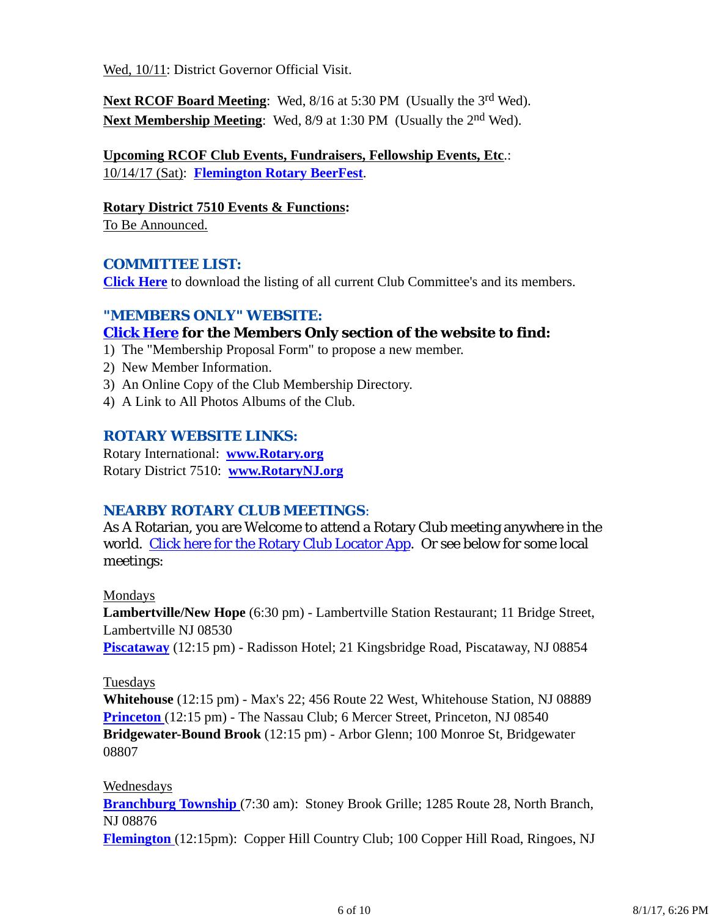Wed, 10/11: District Governor Official Visit.

**Next RCOF Board Meeting**: Wed, 8/16 at 5:30 PM (Usually the 3rd Wed).
**Next Membership Meeting**: Wed, 8/9 at 1:30 PM (Usually the 2nd Wed).

**Upcoming RCOF Club Events, Fundraisers, Fellowship Events, Etc**.:
10/14/17 (Sat): **Flemington Rotary BeerFest**.

**Rotary District 7510 Events & Functions:**
To Be Announced.

## COMMITTEE LIST:

**Click Here** to download the listing of all current Club Committee's and its members.

## "MEMBERS ONLY" WEBSITE:

**Click Here for the Members Only section of the website to find:**

1) The "Membership Proposal Form" to propose a new member.
2) New Member Information.
3) An Online Copy of the Club Membership Directory.
4) A Link to All Photos Albums of the Club.

## ROTARY WEBSITE LINKS:

Rotary International: **www.Rotary.org**
Rotary District 7510: **www.RotaryNJ.org**

## NEARBY ROTARY CLUB MEETINGS:

As A Rotarian, you are Welcome to attend a Rotary Club meeting anywhere in the world. Click here for the Rotary Club Locator App. Or see below for some local meetings:

Mondays
**Lambertville/New Hope** (6:30 pm) - Lambertville Station Restaurant; 11 Bridge Street, Lambertville NJ 08530
**Piscataway** (12:15 pm) - Radisson Hotel; 21 Kingsbridge Road, Piscataway, NJ 08854

Tuesdays
**Whitehouse** (12:15 pm) - Max's 22; 456 Route 22 West, Whitehouse Station, NJ 08889
**Princeton** (12:15 pm) - The Nassau Club; 6 Mercer Street, Princeton, NJ 08540
**Bridgewater-Bound Brook** (12:15 pm) - Arbor Glenn; 100 Monroe St, Bridgewater 08807

Wednesdays
**Branchburg Township** (7:30 am): Stoney Brook Grille; 1285 Route 28, North Branch, NJ 08876
**Flemington** (12:15pm): Copper Hill Country Club; 100 Copper Hill Road, Ringoes, NJ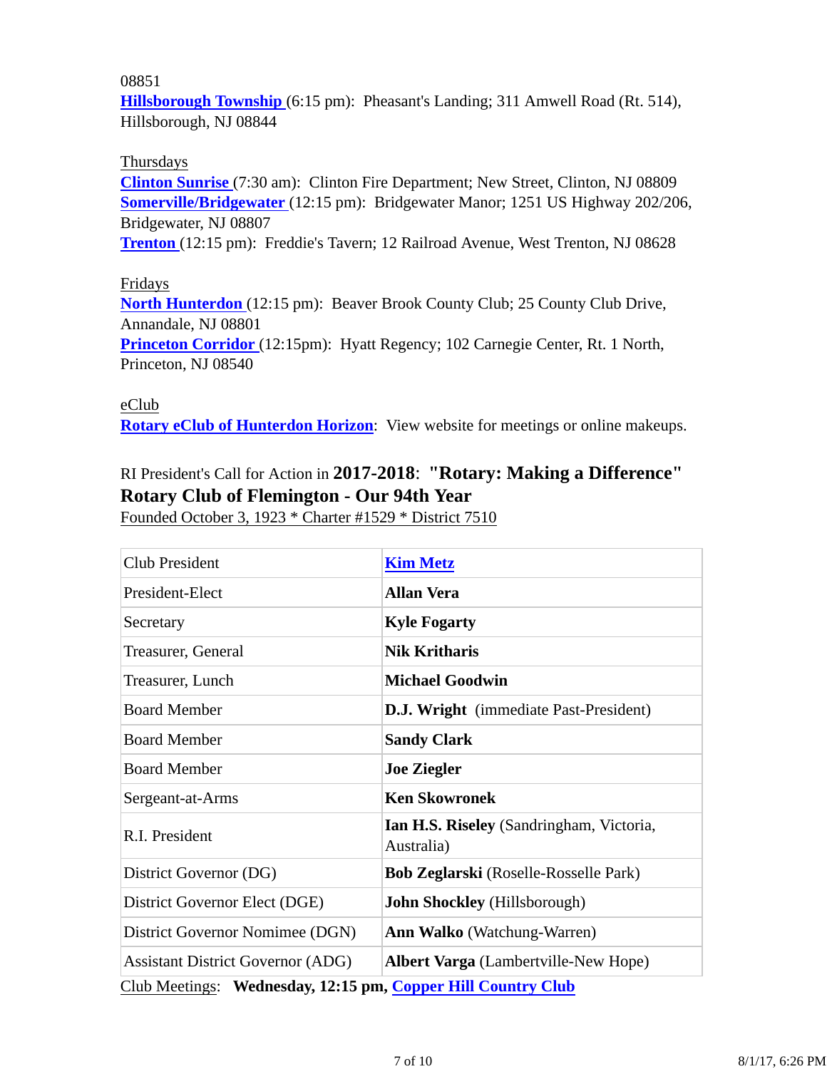08851
**Hillsborough Township** (6:15 pm): Pheasant's Landing; 311 Amwell Road (Rt. 514), Hillsborough, NJ 08844

Thursdays
**Clinton Sunrise** (7:30 am): Clinton Fire Department; New Street, Clinton, NJ 08809
**Somerville/Bridgewater** (12:15 pm): Bridgewater Manor; 1251 US Highway 202/206, Bridgewater, NJ 08807
**Trenton** (12:15 pm): Freddie's Tavern; 12 Railroad Avenue, West Trenton, NJ 08628

Fridays
**North Hunterdon** (12:15 pm): Beaver Brook County Club; 25 County Club Drive, Annandale, NJ 08801
**Princeton Corridor** (12:15pm): Hyatt Regency; 102 Carnegie Center, Rt. 1 North, Princeton, NJ 08540

eClub
**Rotary eClub of Hunterdon Horizon**: View website for meetings or online makeups.

RI President's Call for Action in **2017-2018**: **"Rotary: Making a Difference"**
**Rotary Club of Flemington - Our 94th Year**
Founded October 3, 1923 * Charter #1529 * District 7510

| | |
|---|---|
| Club President | **Kim Metz** |
| President-Elect | **Allan Vera** |
| Secretary | **Kyle Fogarty** |
| Treasurer, General | **Nik Kritharis** |
| Treasurer, Lunch | **Michael Goodwin** |
| Board Member | **D.J. Wright** (immediate Past-President) |
| Board Member | **Sandy Clark** |
| Board Member | **Joe Ziegler** |
| Sergeant-at-Arms | **Ken Skowronek** |
| R.I. President | **Ian H.S. Riseley** (Sandringham, Victoria, Australia) |
| District Governor (DG) | **Bob Zeglarski** (Roselle-Rosselle Park) |
| District Governor Elect (DGE) | **John Shockley** (Hillsborough) |
| District Governor Nomimee (DGN) | **Ann Walko** (Watchung-Warren) |
| Assistant District Governor (ADG) | **Albert Varga** (Lambertville-New Hope) |

Club Meetings: **Wednesday, 12:15 pm, Copper Hill Country Club**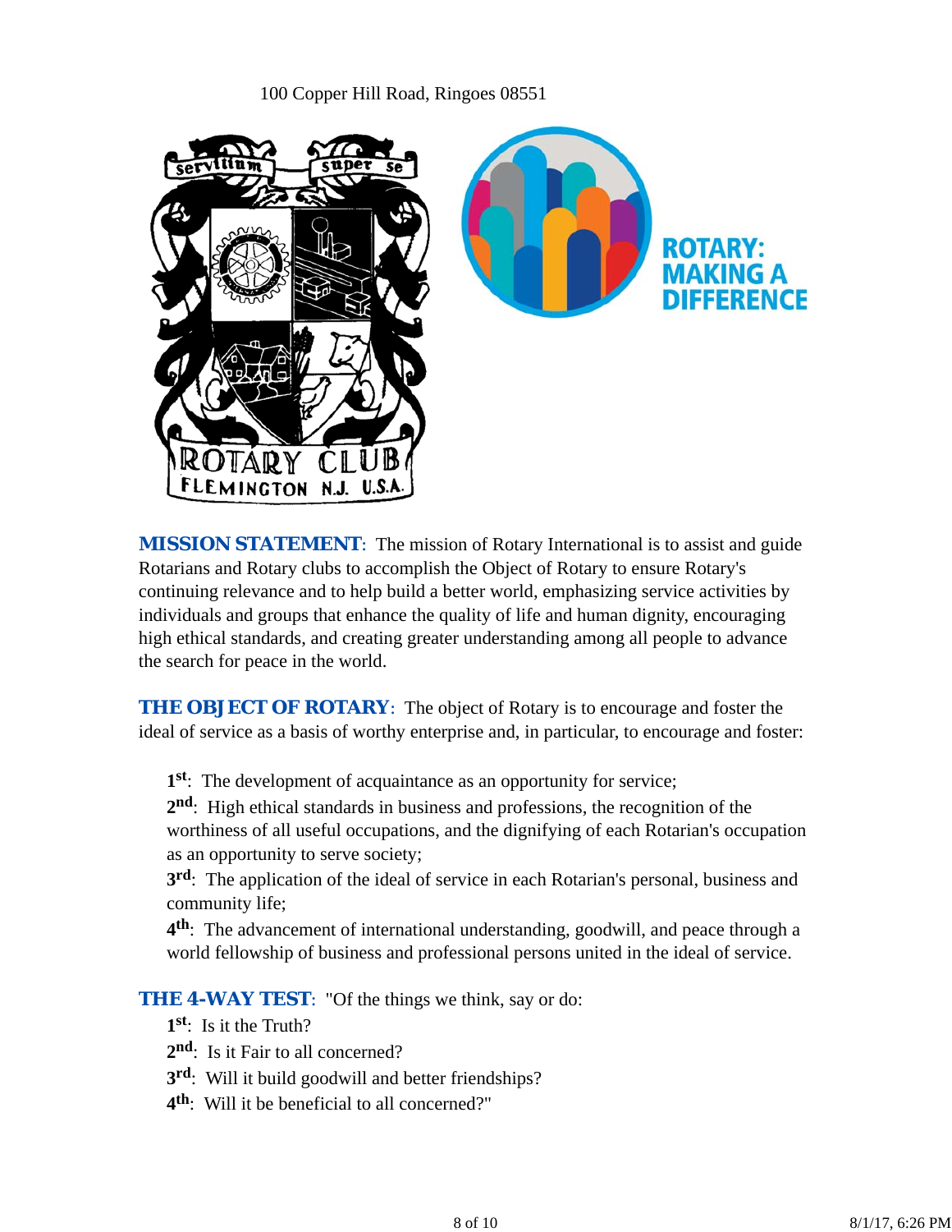100 Copper Hill Road, Ringoes 08551

**MISSION STATEMENT**: The mission of Rotary International is to assist and guide Rotarians and Rotary clubs to accomplish the Object of Rotary to ensure Rotary's continuing relevance and to help build a better world, emphasizing service activities by individuals and groups that enhance the quality of life and human dignity, encouraging high ethical standards, and creating greater understanding among all people to advance the search for peace in the world.

**THE OBJECT OF ROTARY**: The object of Rotary is to encourage and foster the ideal of service as a basis of worthy enterprise and, in particular, to encourage and foster:

**1st**: The development of acquaintance as an opportunity for service;
**2nd**: High ethical standards in business and professions, the recognition of the worthiness of all useful occupations, and the dignifying of each Rotarian's occupation as an opportunity to serve society;
**3rd**: The application of the ideal of service in each Rotarian's personal, business and community life;
**4th**: The advancement of international understanding, goodwill, and peace through a world fellowship of business and professional persons united in the ideal of service.

**THE 4-WAY TEST**: "Of the things we think, say or do:
**1st**: Is it the Truth?
**2nd**: Is it Fair to all concerned?
**3rd**: Will it build goodwill and better friendships?
**4th**: Will it be beneficial to all concerned?"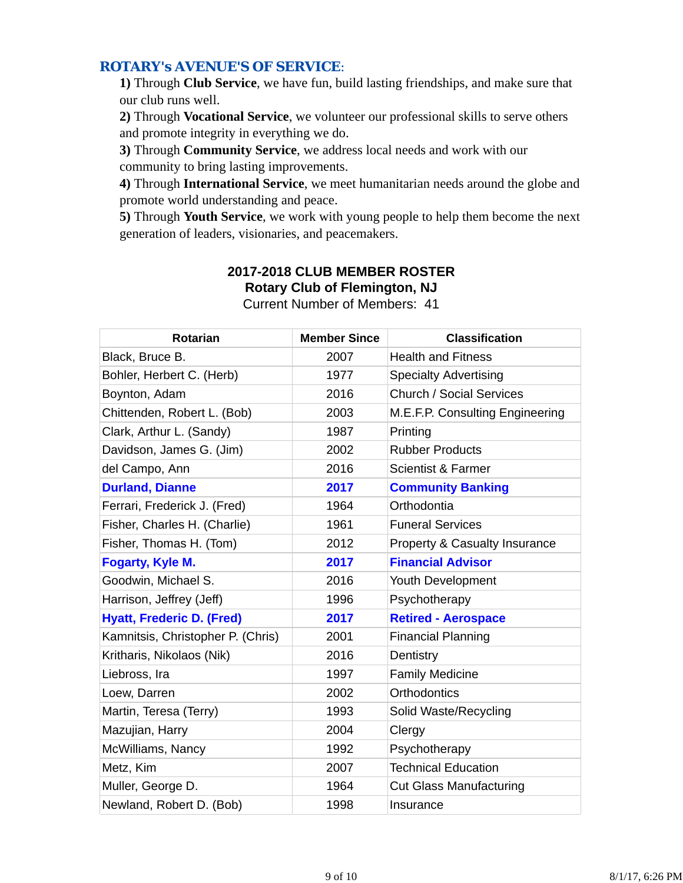## ROTARY's AVENUE'S OF SERVICE:

**1)** Through **Club Service**, we have fun, build lasting friendships, and make sure that our club runs well.
**2)** Through **Vocational Service**, we volunteer our professional skills to serve others and promote integrity in everything we do.
**3)** Through **Community Service**, we address local needs and work with our community to bring lasting improvements.
**4)** Through **International Service**, we meet humanitarian needs around the globe and promote world understanding and peace.
**5)** Through **Youth Service**, we work with young people to help them become the next generation of leaders, visionaries, and peacemakers.

**2017-2018 CLUB MEMBER ROSTER**
**Rotary Club of Flemington, NJ**
Current Number of Members: 41

| Rotarian | Member Since | Classification |
|---|---|---|
| Black, Bruce B. | 2007 | Health and Fitness |
| Bohler, Herbert C. (Herb) | 1977 | Specialty Advertising |
| Boynton, Adam | 2016 | Church / Social Services |
| Chittenden, Robert L. (Bob) | 2003 | M.E.F.P. Consulting Engineering |
| Clark, Arthur L. (Sandy) | 1987 | Printing |
| Davidson, James G. (Jim) | 2002 | Rubber Products |
| del Campo, Ann | 2016 | Scientist & Farmer |
| **Durland, Dianne** | **2017** | **Community Banking** |
| Ferrari, Frederick J. (Fred) | 1964 | Orthodontia |
| Fisher, Charles H. (Charlie) | 1961 | Funeral Services |
| Fisher, Thomas H. (Tom) | 2012 | Property & Casualty Insurance |
| **Fogarty, Kyle M.** | **2017** | **Financial Advisor** |
| Goodwin, Michael S. | 2016 | Youth Development |
| Harrison, Jeffrey (Jeff) | 1996 | Psychotherapy |
| **Hyatt, Frederic D. (Fred)** | **2017** | **Retired - Aerospace** |
| Kamnitsis, Christopher P. (Chris) | 2001 | Financial Planning |
| Kritharis, Nikolaos (Nik) | 2016 | Dentistry |
| Liebross, Ira | 1997 | Family Medicine |
| Loew, Darren | 2002 | Orthodontics |
| Martin, Teresa (Terry) | 1993 | Solid Waste/Recycling |
| Mazujian, Harry | 2004 | Clergy |
| McWilliams, Nancy | 1992 | Psychotherapy |
| Metz, Kim | 2007 | Technical Education |
| Muller, George D. | 1964 | Cut Glass Manufacturing |
| Newland, Robert D. (Bob) | 1998 | Insurance |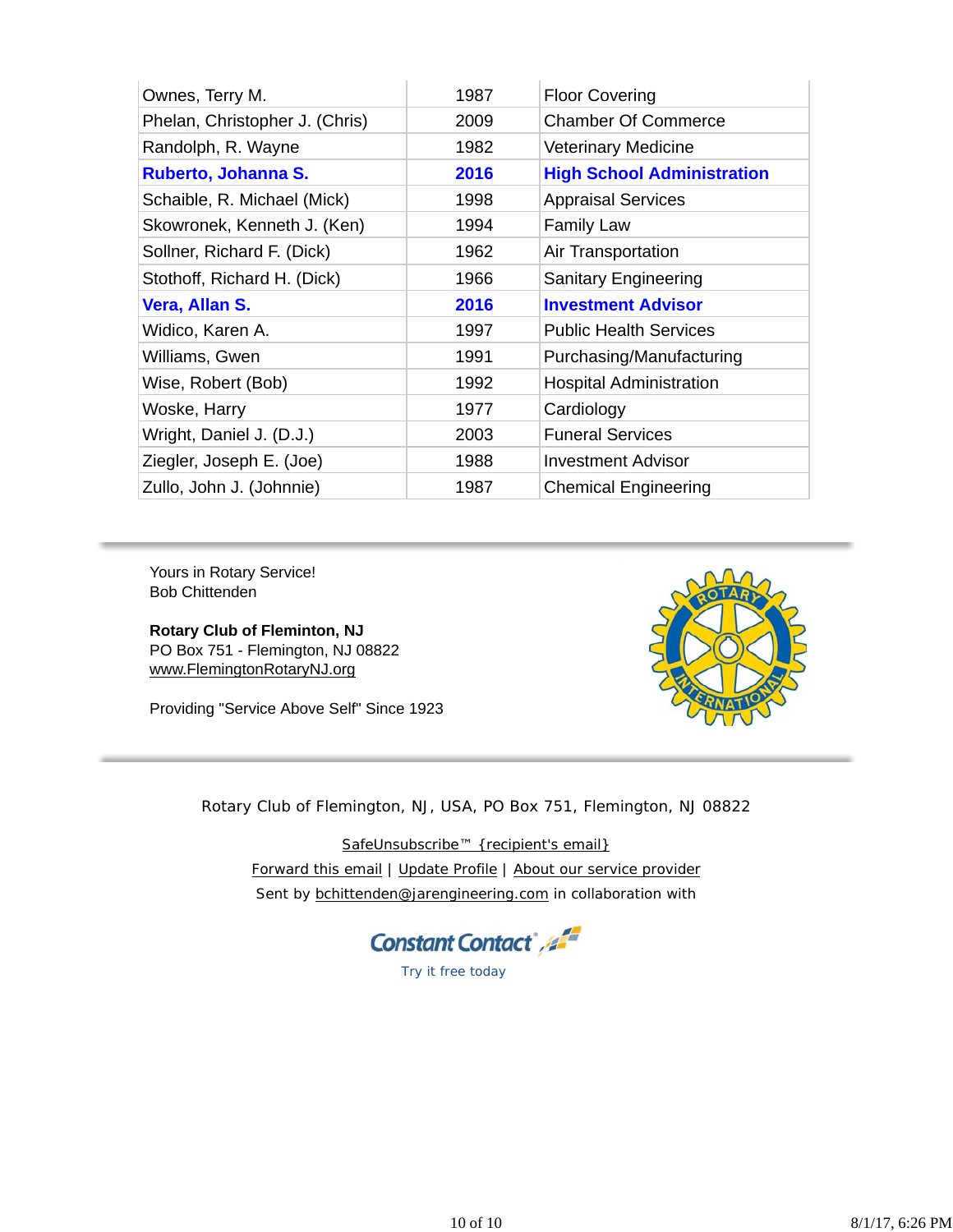| | | |
|---|---|---|
| Ownes, Terry M. | 1987 | Floor Covering |
| Phelan, Christopher J. (Chris) | 2009 | Chamber Of Commerce |
| Randolph, R. Wayne | 1982 | Veterinary Medicine |
| **Ruberto, Johanna S.** | **2016** | **High School Administration** |
| Schaible, R. Michael (Mick) | 1998 | Appraisal Services |
| Skowronek, Kenneth J. (Ken) | 1994 | Family Law |
| Sollner, Richard F. (Dick) | 1962 | Air Transportation |
| Stothoff, Richard H. (Dick) | 1966 | Sanitary Engineering |
| **Vera, Allan S.** | **2016** | **Investment Advisor** |
| Widico, Karen A. | 1997 | Public Health Services |
| Williams, Gwen | 1991 | Purchasing/Manufacturing |
| Wise, Robert (Bob) | 1992 | Hospital Administration |
| Woske, Harry | 1977 | Cardiology |
| Wright, Daniel J. (D.J.) | 2003 | Funeral Services |
| Ziegler, Joseph E. (Joe) | 1988 | Investment Advisor |
| Zullo, John J. (Johnnie) | 1987 | Chemical Engineering |

Yours in Rotary Service!
Bob Chittenden

**Rotary Club of Fleminton, NJ**
PO Box 751 - Flemington, NJ 08822
www.FlemingtonRotaryNJ.org

Providing "Service Above Self" Since 1923

Rotary Club of Flemington, NJ, USA, PO Box 751, Flemington, NJ 08822

SafeUnsubscribe™ {recipient's email}

Forward this email | Update Profile | About our service provider

Sent by bchittenden@jarengineering.com in collaboration with

Constant Contact

Try it free today